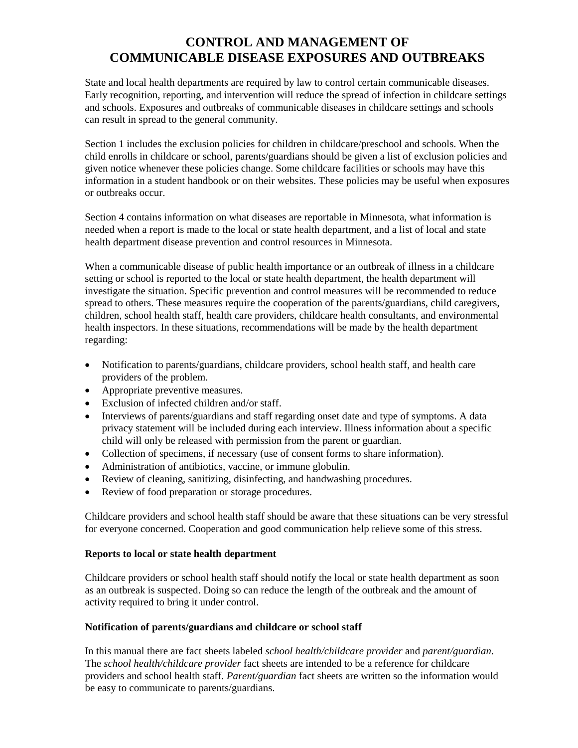# CONTROL AND MANAGEMENT OF COMMUNICABLE DISEASE EXPOSURES AND OUTBREAKS

State and local health departments are required by law to control certain communicable diseases. Early recognition, reporting, and intervention will reduce the spread of infection in childcare settings and schools. Exposures and outbreaks of communicable diseases in childcare settings and schools can result in spread to the general community.

Section 1 includes the exclusion policies for children in childcare/preschool and schools. When the child enrolls in childcare or school, parents/guardians should be given a list of exclusion policies and given notice whenever these policies change. Some childcare facilities or schools may have this information in a student handbook or on their websites. These policies may be useful when exposures or outbreaks occur.

Section 4 contains information on what diseases are reportable in Minnesota, what information is needed when a report is made to the local or state health department, and a list of local and state health department disease prevention and control resources in Minnesota.

When a communicable disease of public health importance or an outbreak of illness in a childcare setting or school is reported to the local or state health department, the health department will investigate the situation. Specific prevention and control measures will be recommended to reduce spread to others. These measures require the cooperation of the parents/guardians, child caregivers, children, school health staff, health care providers, childcare health consultants, and environmental health inspectors. In these situations, recommendations will be made by the health department regarding:

- Notification to parents/guardians, childcare providers, school health staff, and health care providers of the problem.
- Appropriate preventive measures.
- Exclusion of infected children and/or staff.
- Interviews of parents/guardians and staff regarding onset date and type of symptoms. A data privacy statement will be included during each interview. Illness information about a specific child will only be released with permission from the parent or guardian.
- Collection of specimens, if necessary (use of consent forms to share information).
- Administration of antibiotics, vaccine, or immune globulin.
- Review of cleaning, sanitizing, disinfecting, and handwashing procedures.
- Review of food preparation or storage procedures.

Childcare providers and school health staff should be aware that these situations can be very stressful for everyone concerned. Cooperation and good communication help relieve some of this stress.

**Reports to local or state health department**

Childcare providers or school health staff should notify the local or state health department as soon as an outbreak is suspected. Doing so can reduce the length of the outbreak and the amount of activity required to bring it under control.

**Notification of parents/guardians and childcare or school staff**

In this manual there are fact sheets labeled *school health/childcare provider* and *parent/guardian*. The *school health/childcare provider* fact sheets are intended to be a reference for childcare providers and school health staff. *Parent/guardian* fact sheets are written so the information would be easy to communicate to parents/guardians.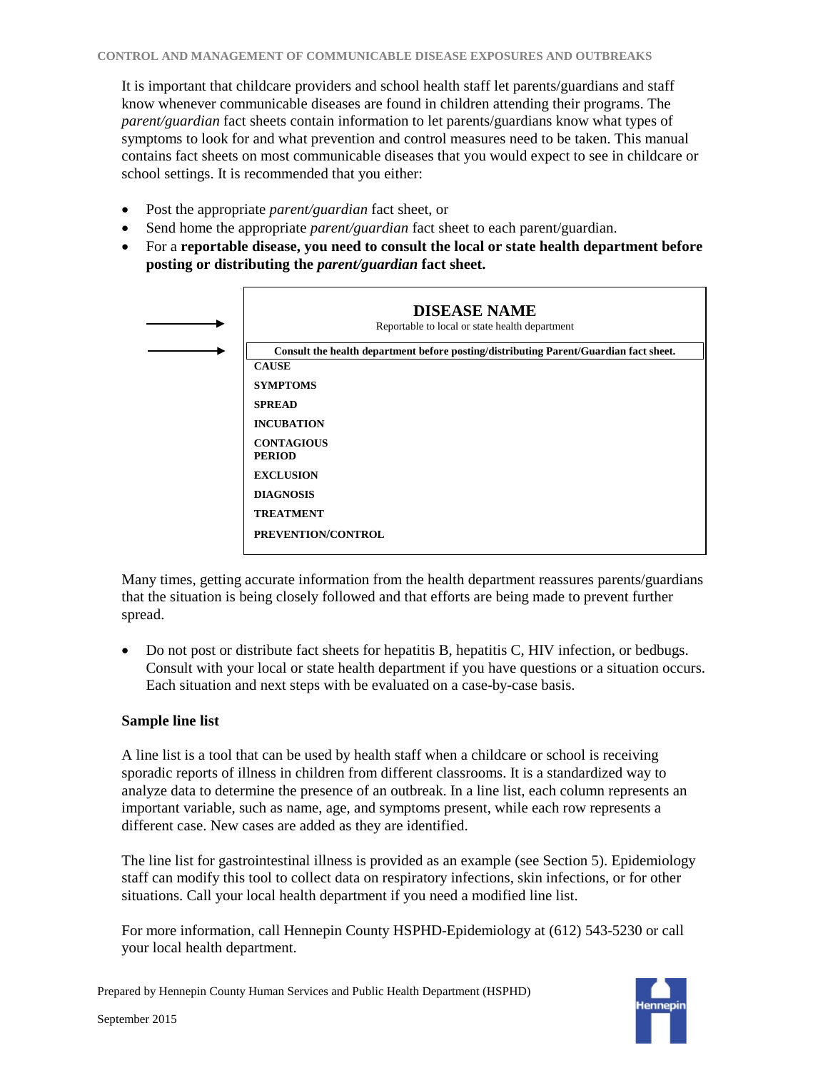It is important that childcare providers and school health staff let parents/guardians and staff know whenever communicable diseases are found in children attending their programs. The *parent/guardian* fact sheets contain information to let parents/guardians know what types of symptoms to look for and what prevention and control measures need to be taken. This manual contains fact sheets on most communicable diseases that you would expect to see in childcare or school settings. It is recommended that you either:

- Post the appropriate *parent/guardian* fact sheet, or
- Send home the appropriate *parent/guardian* fact sheet to each parent/guardian.
- For a **reportable disease, you need to consult the local or state health department before posting or distributing the *parent/guardian* fact sheet.**

→ **DISEASE NAME**
Reportable to local or state health department

→ **Consult the health department before posting/distributing Parent/Guardian fact sheet.**

**CAUSE**

**SYMPTOMS**

**SPREAD**

**INCUBATION**

**CONTAGIOUS PERIOD**

**EXCLUSION**

**DIAGNOSIS**

**TREATMENT**

**PREVENTION/CONTROL**

Many times, getting accurate information from the health department reassures parents/guardians that the situation is being closely followed and that efforts are being made to prevent further spread.

- Do not post or distribute fact sheets for hepatitis B, hepatitis C, HIV infection, or bedbugs. Consult with your local or state health department if you have questions or a situation occurs. Each situation and next steps with be evaluated on a case-by-case basis.

**Sample line list**

A line list is a tool that can be used by health staff when a childcare or school is receiving sporadic reports of illness in children from different classrooms. It is a standardized way to analyze data to determine the presence of an outbreak. In a line list, each column represents an important variable, such as name, age, and symptoms present, while each row represents a different case. New cases are added as they are identified.

The line list for gastrointestinal illness is provided as an example (see Section 5). Epidemiology staff can modify this tool to collect data on respiratory infections, skin infections, or for other situations. Call your local health department if you need a modified line list.

For more information, call Hennepin County HSPHD-Epidemiology at (612) 543-5230 or call your local health department.

Prepared by Hennepin County Human Services and Public Health Department (HSPHD)

September 2015